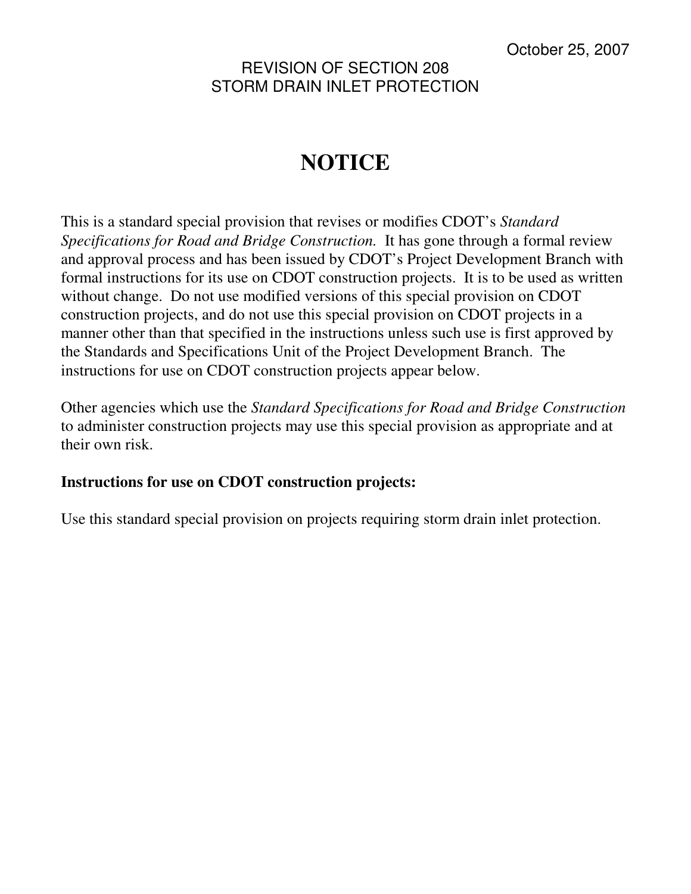October 25, 2007

REVISION OF SECTION 208
STORM DRAIN INLET PROTECTION

# NOTICE

This is a standard special provision that revises or modifies CDOT's *Standard Specifications for Road and Bridge Construction.* It has gone through a formal review and approval process and has been issued by CDOT's Project Development Branch with formal instructions for its use on CDOT construction projects. It is to be used as written without change. Do not use modified versions of this special provision on CDOT construction projects, and do not use this special provision on CDOT projects in a manner other than that specified in the instructions unless such use is first approved by the Standards and Specifications Unit of the Project Development Branch. The instructions for use on CDOT construction projects appear below.

Other agencies which use the *Standard Specifications for Road and Bridge Construction* to administer construction projects may use this special provision as appropriate and at their own risk.

**Instructions for use on CDOT construction projects:**

Use this standard special provision on projects requiring storm drain inlet protection.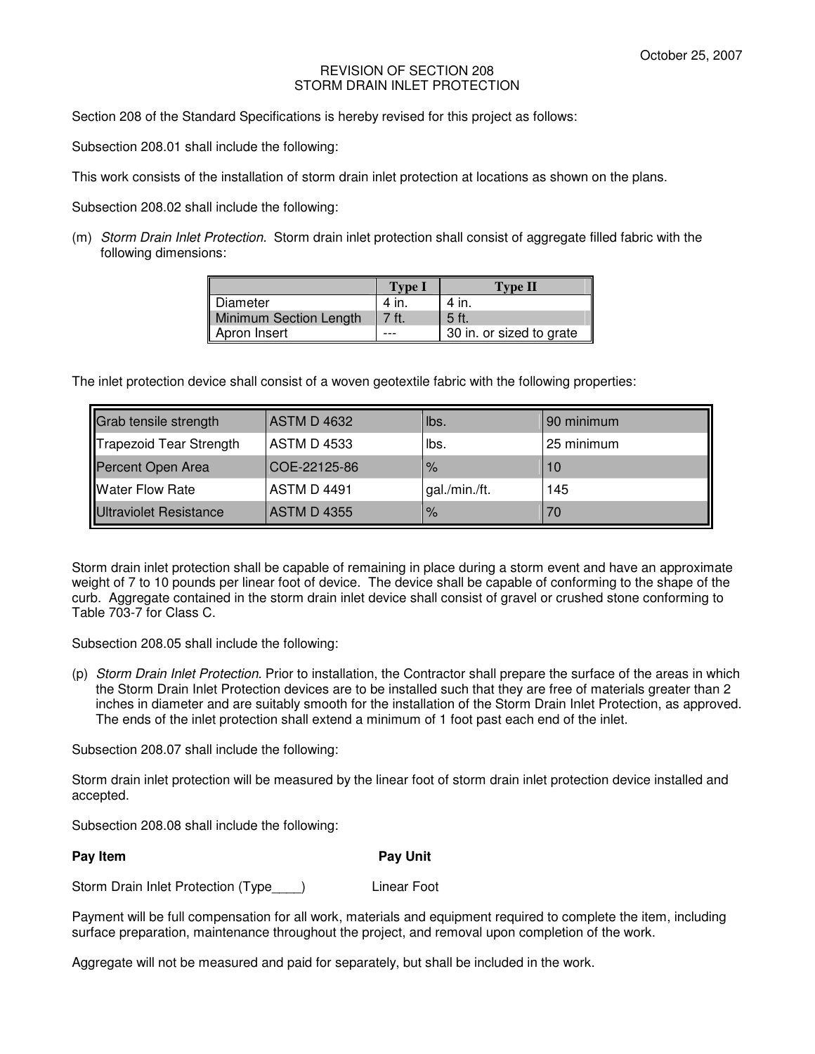October 25, 2007

# REVISION OF SECTION 208
# STORM DRAIN INLET PROTECTION

Section 208 of the Standard Specifications is hereby revised for this project as follows:

Subsection 208.01 shall include the following:

This work consists of the installation of storm drain inlet protection at locations as shown on the plans.

Subsection 208.02 shall include the following:

(m) *Storm Drain Inlet Protection.* Storm drain inlet protection shall consist of aggregate filled fabric with the following dimensions:

| | Type I | Type II |
|---|---|---|
| Diameter | 4 in. | 4 in. |
| Minimum Section Length | 7 ft. | 5 ft. |
| Apron Insert | --- | 30 in. or sized to grate |

The inlet protection device shall consist of a woven geotextile fabric with the following properties:

| | | | |
|---|---|---|---|
| Grab tensile strength | ASTM D 4632 | lbs. | 90 minimum |
| Trapezoid Tear Strength | ASTM D 4533 | lbs. | 25 minimum |
| Percent Open Area | COE-22125-86 | % | 10 |
| Water Flow Rate | ASTM D 4491 | gal./min./ft. | 145 |
| Ultraviolet Resistance | ASTM D 4355 | % | 70 |

Storm drain inlet protection shall be capable of remaining in place during a storm event and have an approximate weight of 7 to 10 pounds per linear foot of device. The device shall be capable of conforming to the shape of the curb. Aggregate contained in the storm drain inlet device shall consist of gravel or crushed stone conforming to Table 703-7 for Class C.

Subsection 208.05 shall include the following:

(p) *Storm Drain Inlet Protection*. Prior to installation, the Contractor shall prepare the surface of the areas in which the Storm Drain Inlet Protection devices are to be installed such that they are free of materials greater than 2 inches in diameter and are suitably smooth for the installation of the Storm Drain Inlet Protection, as approved. The ends of the inlet protection shall extend a minimum of 1 foot past each end of the inlet.

Subsection 208.07 shall include the following:

Storm drain inlet protection will be measured by the linear foot of storm drain inlet protection device installed and accepted.

Subsection 208.08 shall include the following:

| Pay Item | Pay Unit |
|---|---|
| Storm Drain Inlet Protection (Type____) | Linear Foot |

Payment will be full compensation for all work, materials and equipment required to complete the item, including surface preparation, maintenance throughout the project, and removal upon completion of the work.

Aggregate will not be measured and paid for separately, but shall be included in the work.